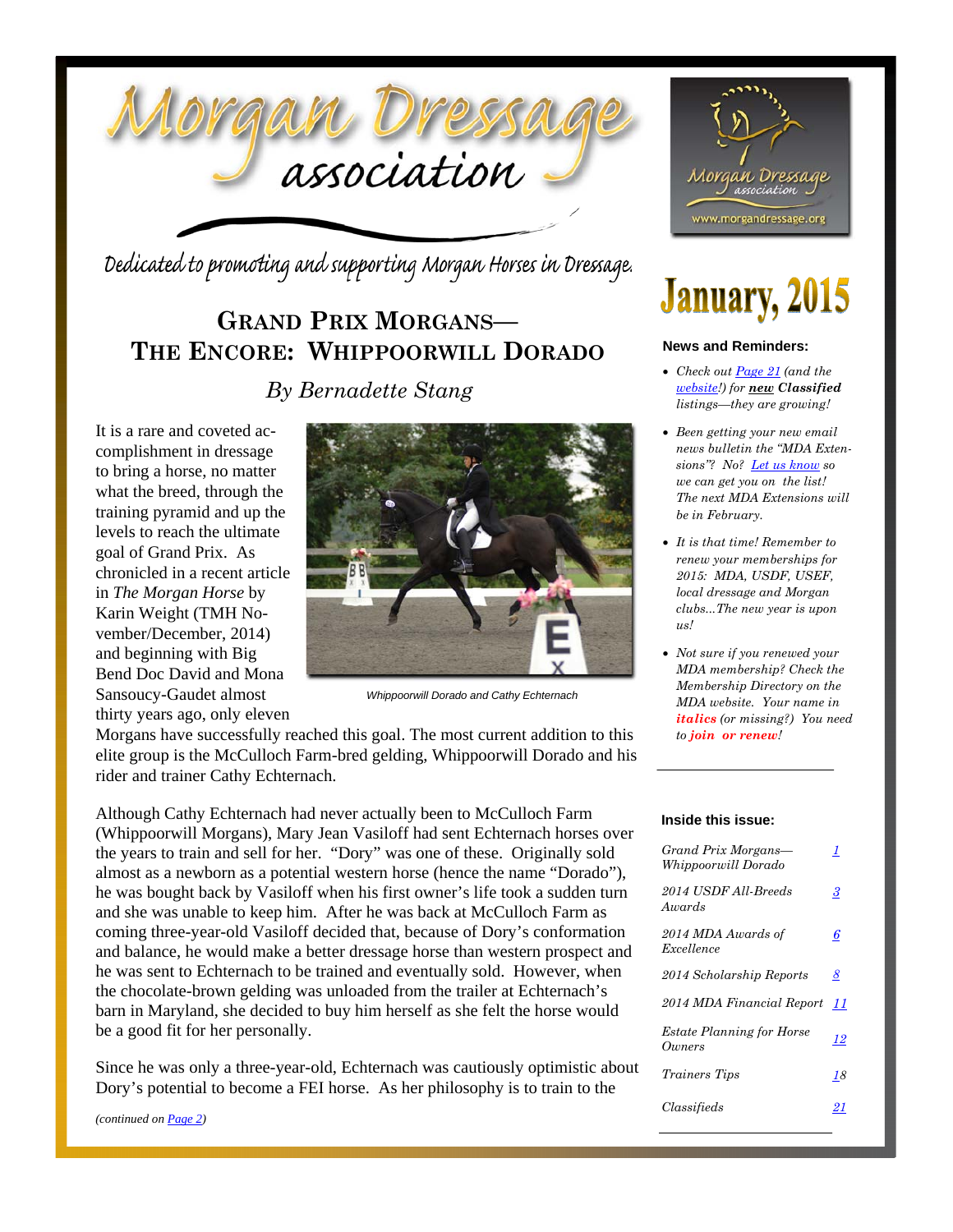# Morgan Dressage association

*Dedicated to promoting and supporting Morgan Horses in Dressage.*

January, 2015

## GRAND PRIX MORGANS—THE ENCORE: WHIPPOORWILL DORADO

*By Bernadette Stang*

It is a rare and coveted accomplishment in dressage to bring a horse, no matter what the breed, through the training pyramid and up the levels to reach the ultimate goal of Grand Prix. As chronicled in a recent article in *The Morgan Horse* by Karin Weight (TMH November/December, 2014) and beginning with Big Bend Doc David and Mona Sansoucy-Gaudet almost thirty years ago, only eleven Morgans have successfully reached this goal. The most current addition to this elite group is the McCulloch Farm-bred gelding, Whippoorwill Dorado and his rider and trainer Cathy Echternach.

Whippoorwill Dorado and Cathy Echternach

Although Cathy Echternach had never actually been to McCulloch Farm (Whippoorwill Morgans), Mary Jean Vasiloff had sent Echternach horses over the years to train and sell for her. "Dory" was one of these. Originally sold almost as a newborn as a potential western horse (hence the name "Dorado"), he was bought back by Vasiloff when his first owner's life took a sudden turn and she was unable to keep him. After he was back at McCulloch Farm as coming three-year-old Vasiloff decided that, because of Dory's conformation and balance, he would make a better dressage horse than western prospect and he was sent to Echternach to be trained and eventually sold. However, when the chocolate-brown gelding was unloaded from the trailer at Echternach's barn in Maryland, she decided to buy him herself as she felt the horse would be a good fit for her personally.

Since he was only a three-year-old, Echternach was cautiously optimistic about Dory's potential to become a FEI horse. As her philosophy is to train to the

*(continued on Page 2)*

### News and Reminders:

- *Check out Page 21 (and the website!) for **new Classified** listings—they are growing!*
- *Been getting your new email news bulletin the "MDA Extensions"? No? Let us know so we can get you on the list! The next MDA Extensions will be in February.*
- *It is that time! Remember to renew your memberships for 2015: MDA, USDF, USEF, local dressage and Morgan clubs...The new year is upon us!*
- *Not sure if you renewed your MDA membership? Check the Membership Directory on the MDA website. Your name in **italics** (or missing?) You need to **join or renew**!*

### Inside this issue:

| | |
|---|---|
| Grand Prix Morgans—Whippoorwill Dorado | 1 |
| 2014 USDF All-Breeds Awards | 3 |
| 2014 MDA Awards of Excellence | 6 |
| 2014 Scholarship Reports | 8 |
| 2014 MDA Financial Report | 11 |
| Estate Planning for Horse Owners | 12 |
| Trainers Tips | 18 |
| Classifieds | 21 |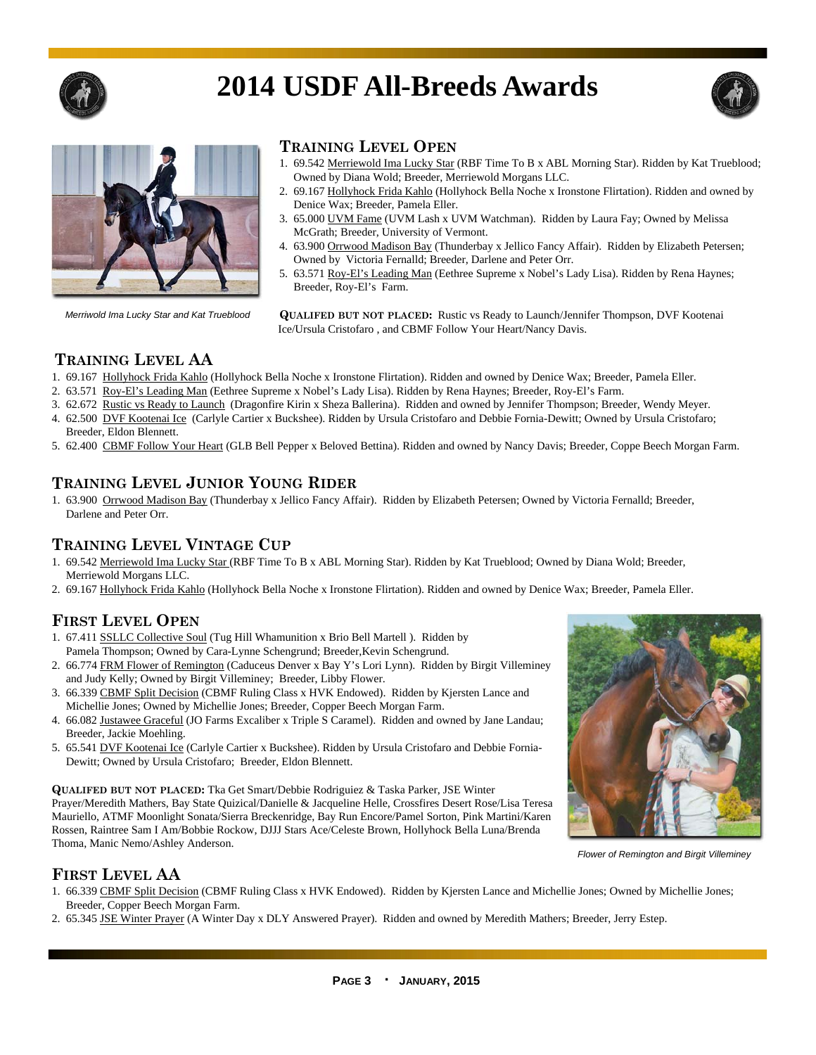# 2014 USDF All-Breeds Awards

## Training Level Open

1. 69.542 Merriewold Ima Lucky Star (RBF Time To B x ABL Morning Star). Ridden by Kat Trueblood; Owned by Diana Wold; Breeder, Merriewold Morgans LLC.
2. 69.167 Hollyhock Frida Kahlo (Hollyhock Bella Noche x Ironstone Flirtation). Ridden and owned by Denice Wax; Breeder, Pamela Eller.
3. 65.000 UVM Fame (UVM Lash x UVM Watchman). Ridden by Laura Fay; Owned by Melissa McGrath; Breeder, University of Vermont.
4. 63.900 Orrwood Madison Bay (Thunderbay x Jellico Fancy Affair). Ridden by Elizabeth Petersen; Owned by Victoria Fernalld; Breeder, Darlene and Peter Orr.
5. 63.571 Roy-El's Leading Man (Eethree Supreme x Nobel's Lady Lisa). Ridden by Rena Haynes; Breeder, Roy-El's Farm.

*Merriwold Ima Lucky Star and Kat Trueblood*

**Qualifed but not placed:** Rustic vs Ready to Launch/Jennifer Thompson, DVF Kootenai Ice/Ursula Cristofaro , and CBMF Follow Your Heart/Nancy Davis.

## Training Level AA

1. 69.167 Hollyhock Frida Kahlo (Hollyhock Bella Noche x Ironstone Flirtation). Ridden and owned by Denice Wax; Breeder, Pamela Eller.
2. 63.571 Roy-El's Leading Man (Eethree Supreme x Nobel's Lady Lisa). Ridden by Rena Haynes; Breeder, Roy-El's Farm.
3. 62.672 Rustic vs Ready to Launch (Dragonfire Kirin x Sheza Ballerina). Ridden and owned by Jennifer Thompson; Breeder, Wendy Meyer.
4. 62.500 DVF Kootenai Ice (Carlyle Cartier x Buckshee). Ridden by Ursula Cristofaro and Debbie Fornia-Dewitt; Owned by Ursula Cristofaro; Breeder, Eldon Blennett.
5. 62.400 CBMF Follow Your Heart (GLB Bell Pepper x Beloved Bettina). Ridden and owned by Nancy Davis; Breeder, Coppe Beech Morgan Farm.

## Training Level Junior Young Rider

1. 63.900 Orrwood Madison Bay (Thunderbay x Jellico Fancy Affair). Ridden by Elizabeth Petersen; Owned by Victoria Fernalld; Breeder, Darlene and Peter Orr.

## Training Level Vintage Cup

1. 69.542 Merriewold Ima Lucky Star (RBF Time To B x ABL Morning Star). Ridden by Kat Trueblood; Owned by Diana Wold; Breeder, Merriewold Morgans LLC.
2. 69.167 Hollyhock Frida Kahlo (Hollyhock Bella Noche x Ironstone Flirtation). Ridden and owned by Denice Wax; Breeder, Pamela Eller.

## First Level Open

1. 67.411 SSLLC Collective Soul (Tug Hill Whamunition x Brio Bell Martell ). Ridden by Pamela Thompson; Owned by Cara-Lynne Schengrund; Breeder,Kevin Schengrund.
2. 66.774 FRM Flower of Remington (Caduceus Denver x Bay Y's Lori Lynn). Ridden by Birgit Villeminey and Judy Kelly; Owned by Birgit Villeminey; Breeder, Libby Flower.
3. 66.339 CBMF Split Decision (CBMF Ruling Class x HVK Endowed). Ridden by Kjersten Lance and Michellie Jones; Owned by Michellie Jones; Breeder, Copper Beech Morgan Farm.
4. 66.082 Justawee Graceful (JO Farms Excaliber x Triple S Caramel). Ridden and owned by Jane Landau; Breeder, Jackie Moehling.
5. 65.541 DVF Kootenai Ice (Carlyle Cartier x Buckshee). Ridden by Ursula Cristofaro and Debbie Fornia-Dewitt; Owned by Ursula Cristofaro; Breeder, Eldon Blennett.

**Qualifed but not placed:** Tka Get Smart/Debbie Rodriguiez & Taska Parker, JSE Winter Prayer/Meredith Mathers, Bay State Quizical/Danielle & Jacqueline Helle, Crossfires Desert Rose/Lisa Teresa Mauriello, ATMF Moonlight Sonata/Sierra Breckenridge, Bay Run Encore/Pamel Sorton, Pink Martini/Karen Rossen, Raintree Sam I Am/Bobbie Rockow, DJJJ Stars Ace/Celeste Brown, Hollyhock Bella Luna/Brenda Thoma, Manic Nemo/Ashley Anderson.

*Flower of Remington and Birgit Villeminey*

## First Level AA

1. 66.339 CBMF Split Decision (CBMF Ruling Class x HVK Endowed). Ridden by Kjersten Lance and Michellie Jones; Owned by Michellie Jones; Breeder, Copper Beech Morgan Farm.
2. 65.345 JSE Winter Prayer (A Winter Day x DLY Answered Prayer). Ridden and owned by Meredith Mathers; Breeder, Jerry Estep.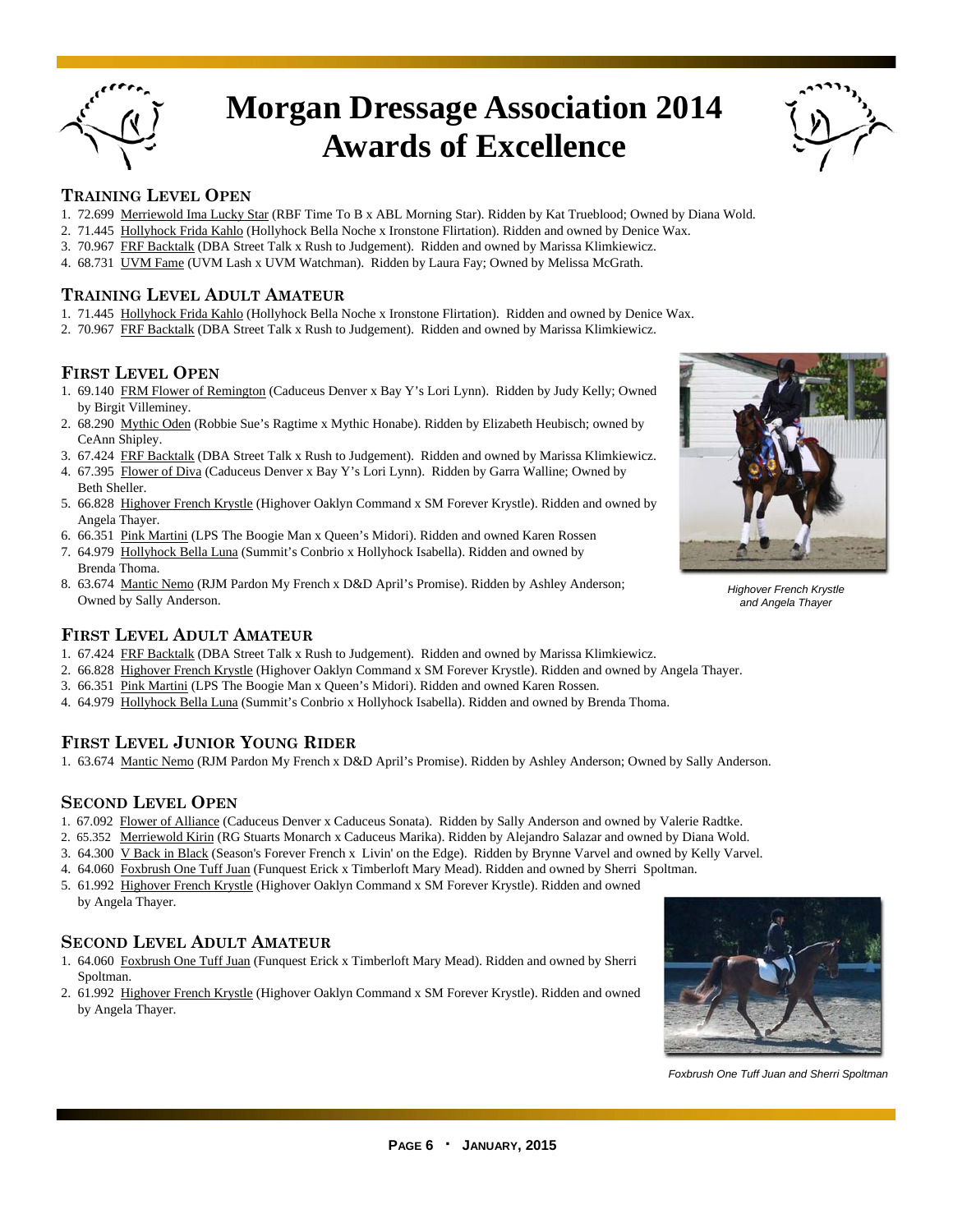# Morgan Dressage Association 2014 Awards of Excellence

### TRAINING LEVEL OPEN

1. 72.699 Merriewold Ima Lucky Star (RBF Time To B x ABL Morning Star). Ridden by Kat Trueblood; Owned by Diana Wold.
2. 71.445 Hollyhock Frida Kahlo (Hollyhock Bella Noche x Ironstone Flirtation). Ridden and owned by Denice Wax.
3. 70.967 FRF Backtalk (DBA Street Talk x Rush to Judgement). Ridden and owned by Marissa Klimkiewicz.
4. 68.731 UVM Fame (UVM Lash x UVM Watchman). Ridden by Laura Fay; Owned by Melissa McGrath.

### TRAINING LEVEL ADULT AMATEUR

1. 71.445 Hollyhock Frida Kahlo (Hollyhock Bella Noche x Ironstone Flirtation). Ridden and owned by Denice Wax.
2. 70.967 FRF Backtalk (DBA Street Talk x Rush to Judgement). Ridden and owned by Marissa Klimkiewicz.

### FIRST LEVEL OPEN

1. 69.140 FRM Flower of Remington (Caduceus Denver x Bay Y's Lori Lynn). Ridden by Judy Kelly; Owned by Birgit Villeminey.
2. 68.290 Mythic Oden (Robbie Sue's Ragtime x Mythic Honabe). Ridden by Elizabeth Heubisch; owned by CeAnn Shipley.
3. 67.424 FRF Backtalk (DBA Street Talk x Rush to Judgement). Ridden and owned by Marissa Klimkiewicz.
4. 67.395 Flower of Diva (Caduceus Denver x Bay Y's Lori Lynn). Ridden by Garra Walline; Owned by Beth Sheller.
5. 66.828 Highover French Krystle (Highover Oaklyn Command x SM Forever Krystle). Ridden and owned by Angela Thayer.
6. 66.351 Pink Martini (LPS The Boogie Man x Queen's Midori). Ridden and owned Karen Rossen
7. 64.979 Hollyhock Bella Luna (Summit's Conbrio x Hollyhock Isabella). Ridden and owned by Brenda Thoma.
8. 63.674 Mantic Nemo (RJM Pardon My French x D&D April's Promise). Ridden by Ashley Anderson; Owned by Sally Anderson.

*Highover French Krystle and Angela Thayer*

### FIRST LEVEL ADULT AMATEUR

1. 67.424 FRF Backtalk (DBA Street Talk x Rush to Judgement). Ridden and owned by Marissa Klimkiewicz.
2. 66.828 Highover French Krystle (Highover Oaklyn Command x SM Forever Krystle). Ridden and owned by Angela Thayer.
3. 66.351 Pink Martini (LPS The Boogie Man x Queen's Midori). Ridden and owned Karen Rossen.
4. 64.979 Hollyhock Bella Luna (Summit's Conbrio x Hollyhock Isabella). Ridden and owned by Brenda Thoma.

### FIRST LEVEL JUNIOR YOUNG RIDER

1. 63.674 Mantic Nemo (RJM Pardon My French x D&D April's Promise). Ridden by Ashley Anderson; Owned by Sally Anderson.

### SECOND LEVEL OPEN

1. 67.092 Flower of Alliance (Caduceus Denver x Caduceus Sonata). Ridden by Sally Anderson and owned by Valerie Radtke.
2. 65.352 Merriewold Kirin (RG Stuarts Monarch x Caduceus Marika). Ridden by Alejandro Salazar and owned by Diana Wold.
3. 64.300 V Back in Black (Season's Forever French x Livin' on the Edge). Ridden by Brynne Varvel and owned by Kelly Varvel.
4. 64.060 Foxbrush One Tuff Juan (Funquest Erick x Timberloft Mary Mead). Ridden and owned by Sherri Spoltman.
5. 61.992 Highover French Krystle (Highover Oaklyn Command x SM Forever Krystle). Ridden and owned by Angela Thayer.

### SECOND LEVEL ADULT AMATEUR

1. 64.060 Foxbrush One Tuff Juan (Funquest Erick x Timberloft Mary Mead). Ridden and owned by Sherri Spoltman.
2. 61.992 Highover French Krystle (Highover Oaklyn Command x SM Forever Krystle). Ridden and owned by Angela Thayer.

*Foxbrush One Tuff Juan and Sherri Spoltman*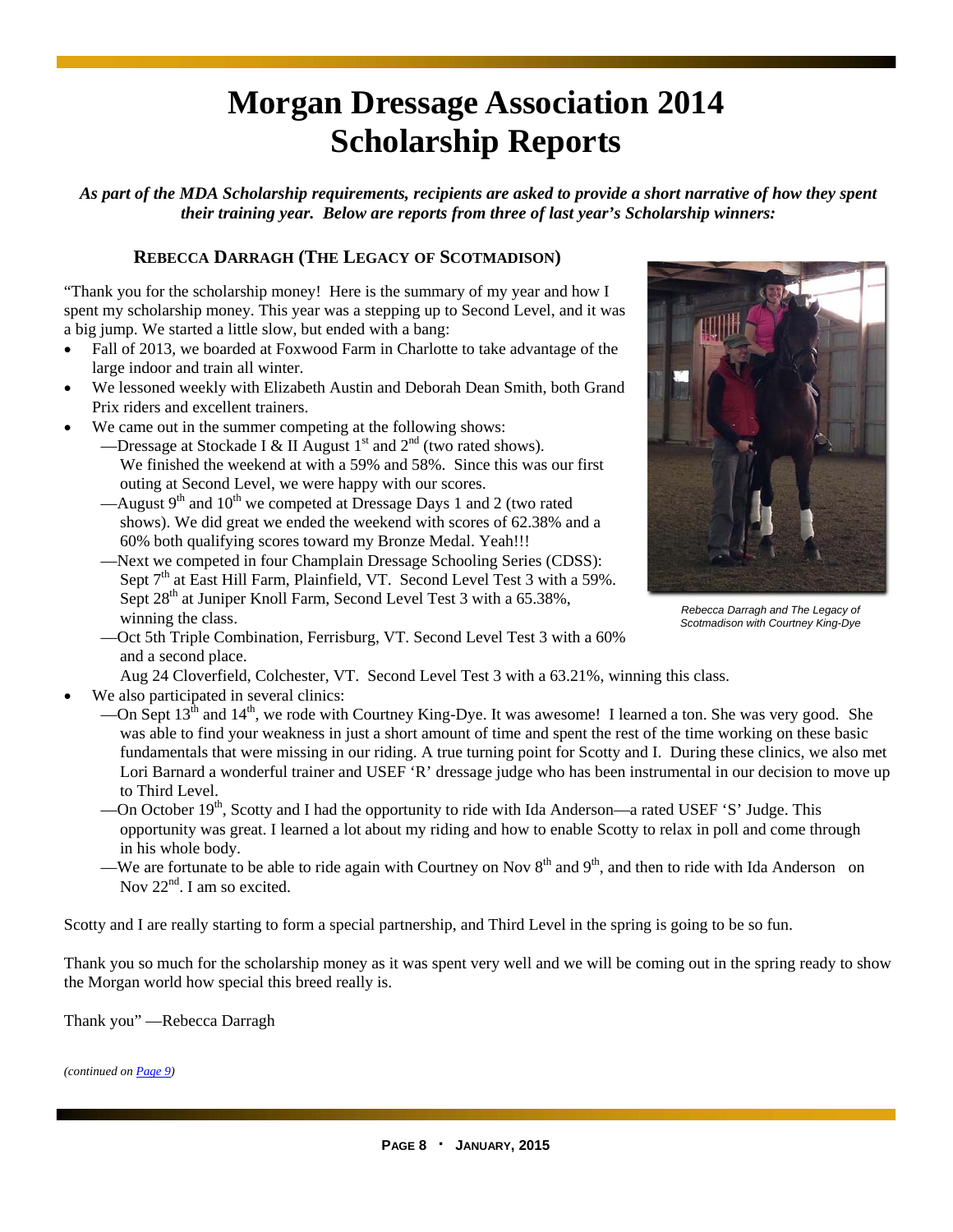# Morgan Dressage Association 2014 Scholarship Reports

***As part of the MDA Scholarship requirements, recipients are asked to provide a short narrative of how they spent their training year. Below are reports from three of last year's Scholarship winners:***

### REBECCA DARRAGH (THE LEGACY OF SCOTMADISON)

"Thank you for the scholarship money! Here is the summary of my year and how I spent my scholarship money. This year was a stepping up to Second Level, and it was a big jump. We started a little slow, but ended with a bang:

- Fall of 2013, we boarded at Foxwood Farm in Charlotte to take advantage of the large indoor and train all winter.
- We lessoned weekly with Elizabeth Austin and Deborah Dean Smith, both Grand Prix riders and excellent trainers.
- We came out in the summer competing at the following shows:
  —Dressage at Stockade I & II August 1st and 2nd (two rated shows). We finished the weekend at with a 59% and 58%. Since this was our first outing at Second Level, we were happy with our scores.
  —August 9th and 10th we competed at Dressage Days 1 and 2 (two rated shows). We did great we ended the weekend with scores of 62.38% and a 60% both qualifying scores toward my Bronze Medal. Yeah!!!
  —Next we competed in four Champlain Dressage Schooling Series (CDSS): Sept 7th at East Hill Farm, Plainfield, VT. Second Level Test 3 with a 59%. Sept 28th at Juniper Knoll Farm, Second Level Test 3 with a 65.38%, winning the class.
  —Oct 5th Triple Combination, Ferrisburg, VT. Second Level Test 3 with a 60% and a second place.
  Aug 24 Cloverfield, Colchester, VT. Second Level Test 3 with a 63.21%, winning this class.
- We also participated in several clinics:
  —On Sept 13th and 14th, we rode with Courtney King-Dye. It was awesome! I learned a ton. She was very good. She was able to find your weakness in just a short amount of time and spent the rest of the time working on these basic fundamentals that were missing in our riding. A true turning point for Scotty and I. During these clinics, we also met Lori Barnard a wonderful trainer and USEF 'R' dressage judge who has been instrumental in our decision to move up to Third Level.
  —On October 19th, Scotty and I had the opportunity to ride with Ida Anderson—a rated USEF 'S' Judge. This opportunity was great. I learned a lot about my riding and how to enable Scotty to relax in poll and come through in his whole body.
  —We are fortunate to be able to ride again with Courtney on Nov 8th and 9th, and then to ride with Ida Anderson on Nov 22nd. I am so excited.

*Rebecca Darragh and The Legacy of Scotmadison with Courtney King-Dye*

Scotty and I are really starting to form a special partnership, and Third Level in the spring is going to be so fun.

Thank you so much for the scholarship money as it was spent very well and we will be coming out in the spring ready to show the Morgan world how special this breed really is.

Thank you" —Rebecca Darragh

*(continued on Page 9)*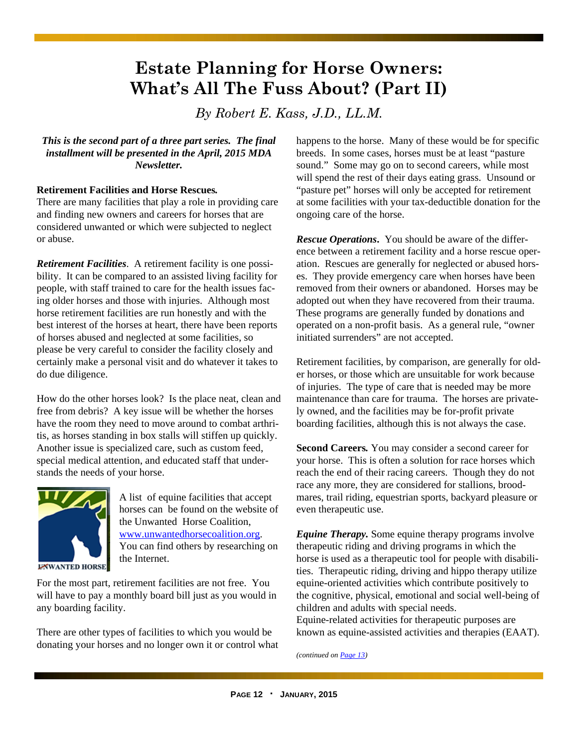# Estate Planning for Horse Owners: What's All The Fuss About? (Part II)

*By Robert E. Kass, J.D., LL.M.*

***This is the second part of a three part series. The final installment will be presented in the April, 2015 MDA Newsletter.***

**Retirement Facilities and Horse Rescues.**

There are many facilities that play a role in providing care and finding new owners and careers for horses that are considered unwanted or which were subjected to neglect or abuse.

***Retirement Facilities***. A retirement facility is one possibility. It can be compared to an assisted living facility for people, with staff trained to care for the health issues facing older horses and those with injuries. Although most horse retirement facilities are run honestly and with the best interest of the horses at heart, there have been reports of horses abused and neglected at some facilities, so please be very careful to consider the facility closely and certainly make a personal visit and do whatever it takes to do due diligence.

How do the other horses look? Is the place neat, clean and free from debris? A key issue will be whether the horses have the room they need to move around to combat arthritis, as horses standing in box stalls will stiffen up quickly. Another issue is specialized care, such as custom feed, special medical attention, and educated staff that understands the needs of your horse.

A list of equine facilities that accept horses can be found on the website of the Unwanted Horse Coalition, [www.unwantedhorsecoalition.org](http://www.unwantedhorsecoalition.org). You can find others by researching on the Internet.

For the most part, retirement facilities are not free. You will have to pay a monthly board bill just as you would in any boarding facility.

There are other types of facilities to which you would be donating your horses and no longer own it or control what happens to the horse. Many of these would be for specific breeds. In some cases, horses must be at least "pasture sound." Some may go on to second careers, while most will spend the rest of their days eating grass. Unsound or "pasture pet" horses will only be accepted for retirement at some facilities with your tax-deductible donation for the ongoing care of the horse.

***Rescue Operations*.** You should be aware of the difference between a retirement facility and a horse rescue operation. Rescues are generally for neglected or abused horses. They provide emergency care when horses have been removed from their owners or abandoned. Horses may be adopted out when they have recovered from their trauma. These programs are generally funded by donations and operated on a non-profit basis. As a general rule, "owner initiated surrenders" are not accepted.

Retirement facilities, by comparison, are generally for older horses, or those which are unsuitable for work because of injuries. The type of care that is needed may be more maintenance than care for trauma. The horses are privately owned, and the facilities may be for-profit private boarding facilities, although this is not always the case.

**Second Careers.** You may consider a second career for your horse. This is often a solution for race horses which reach the end of their racing careers. Though they do not race any more, they are considered for stallions, broodmares, trail riding, equestrian sports, backyard pleasure or even therapeutic use.

***Equine Therapy.*** Some equine therapy programs involve therapeutic riding and driving programs in which the horse is used as a therapeutic tool for people with disabilities. Therapeutic riding, driving and hippo therapy utilize equine-oriented activities which contribute positively to the cognitive, physical, emotional and social well-being of children and adults with special needs.
Equine-related activities for therapeutic purposes are known as equine-assisted activities and therapies (EAAT).

*(continued on [Page 13](#))*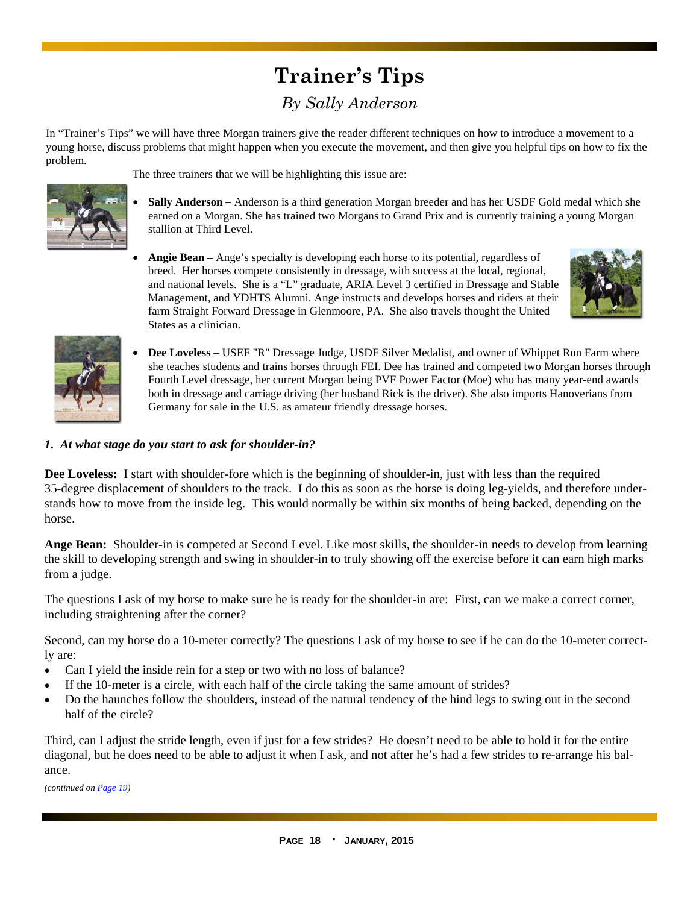# Trainer's Tips

*By Sally Anderson*

In "Trainer's Tips" we will have three Morgan trainers give the reader different techniques on how to introduce a movement to a young horse, discuss problems that might happen when you execute the movement, and then give you helpful tips on how to fix the problem.

The three trainers that we will be highlighting this issue are:

- **Sally Anderson** – Anderson is a third generation Morgan breeder and has her USDF Gold medal which she earned on a Morgan. She has trained two Morgans to Grand Prix and is currently training a young Morgan stallion at Third Level.
- **Angie Bean** – Ange's specialty is developing each horse to its potential, regardless of breed. Her horses compete consistently in dressage, with success at the local, regional, and national levels. She is a "L" graduate, ARIA Level 3 certified in Dressage and Stable Management, and YDHTS Alumni. Ange instructs and develops horses and riders at their farm Straight Forward Dressage in Glenmoore, PA. She also travels thought the United States as a clinician.
- **Dee Loveless** – USEF "R" Dressage Judge, USDF Silver Medalist, and owner of Whippet Run Farm where she teaches students and trains horses through FEI. Dee has trained and competed two Morgan horses through Fourth Level dressage, her current Morgan being PVF Power Factor (Moe) who has many year-end awards both in dressage and carriage driving (her husband Rick is the driver). She also imports Hanoverians from Germany for sale in the U.S. as amateur friendly dressage horses.

***1. At what stage do you start to ask for shoulder-in?***

**Dee Loveless:** I start with shoulder-fore which is the beginning of shoulder-in, just with less than the required 35-degree displacement of shoulders to the track. I do this as soon as the horse is doing leg-yields, and therefore understands how to move from the inside leg. This would normally be within six months of being backed, depending on the horse.

**Ange Bean:** Shoulder-in is competed at Second Level. Like most skills, the shoulder-in needs to develop from learning the skill to developing strength and swing in shoulder-in to truly showing off the exercise before it can earn high marks from a judge.

The questions I ask of my horse to make sure he is ready for the shoulder-in are: First, can we make a correct corner, including straightening after the corner?

Second, can my horse do a 10-meter correctly? The questions I ask of my horse to see if he can do the 10-meter correctly are:

- Can I yield the inside rein for a step or two with no loss of balance?
- If the 10-meter is a circle, with each half of the circle taking the same amount of strides?
- Do the haunches follow the shoulders, instead of the natural tendency of the hind legs to swing out in the second half of the circle?

Third, can I adjust the stride length, even if just for a few strides? He doesn't need to be able to hold it for the entire diagonal, but he does need to be able to adjust it when I ask, and not after he's had a few strides to re-arrange his balance.

*(continued on Page 19)*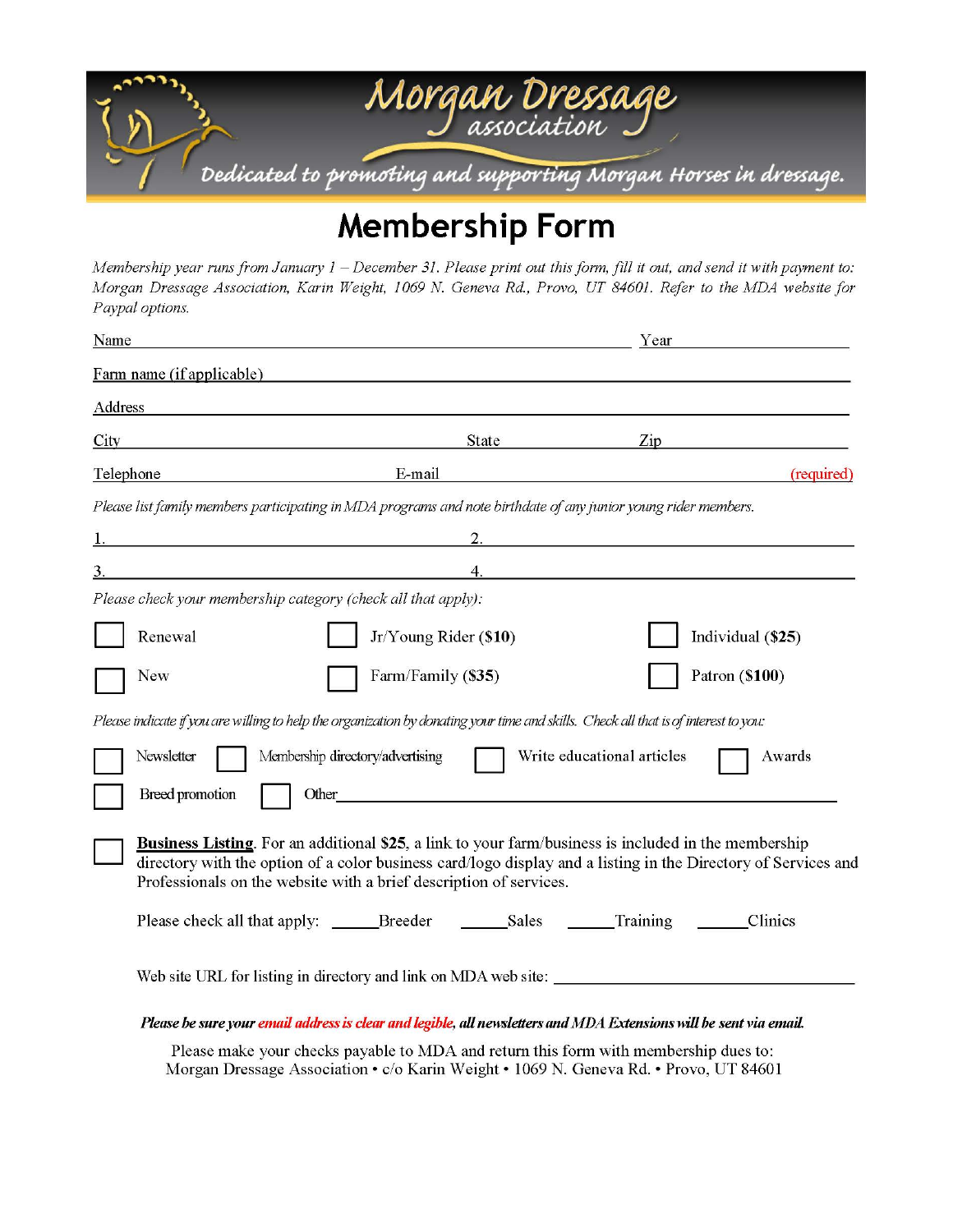# Morgan Dressage association

*Dedicated to promoting and supporting Morgan Horses in dressage.*

## Membership Form

*Membership year runs from January 1 – December 31. Please print out this form, fill it out, and send it with payment to: Morgan Dressage Association, Karin Weight, 1069 N. Geneva Rd., Provo, UT 84601. Refer to the MDA website for Paypal options.*

Name ______________________________ Year ____________

Farm name (if applicable) ______________________________

Address ______________________________

City ____________________ State ____________ Zip ____________

Telephone ____________ E-mail ______________________________ (required)

*Please list family members participating in MDA programs and note birthdate of any junior young rider members.*

1. ____________________ 2. ____________________

3. ____________________ 4. ____________________

*Please check your membership category (check all that apply):*

☐ Renewal ☐ Jr/Young Rider ($10) ☐ Individual ($25)

☐ New ☐ Farm/Family ($35) ☐ Patron ($100)

*Please indicate if you are willing to help the organization by donating your time and skills. Check all that is of interest to you:*

☐ Newsletter ☐ Membership directory/advertising ☐ Write educational articles ☐ Awards

☐ Breed promotion ☐ Other ______________________________

☐ **Business Listing**. For an additional **$25**, a link to your farm/business is included in the membership directory with the option of a color business card/logo display and a listing in the Directory of Services and Professionals on the website with a brief description of services.

Please check all that apply: _____Breeder _____Sales _____Training _____Clinics

Web site URL for listing in directory and link on MDA web site: ______________________________

***Please be sure your email address is clear and legible, all newsletters and MDA Extensions will be sent via email.***

Please make your checks payable to MDA and return this form with membership dues to:
Morgan Dressage Association • c/o Karin Weight • 1069 N. Geneva Rd. • Provo, UT 84601